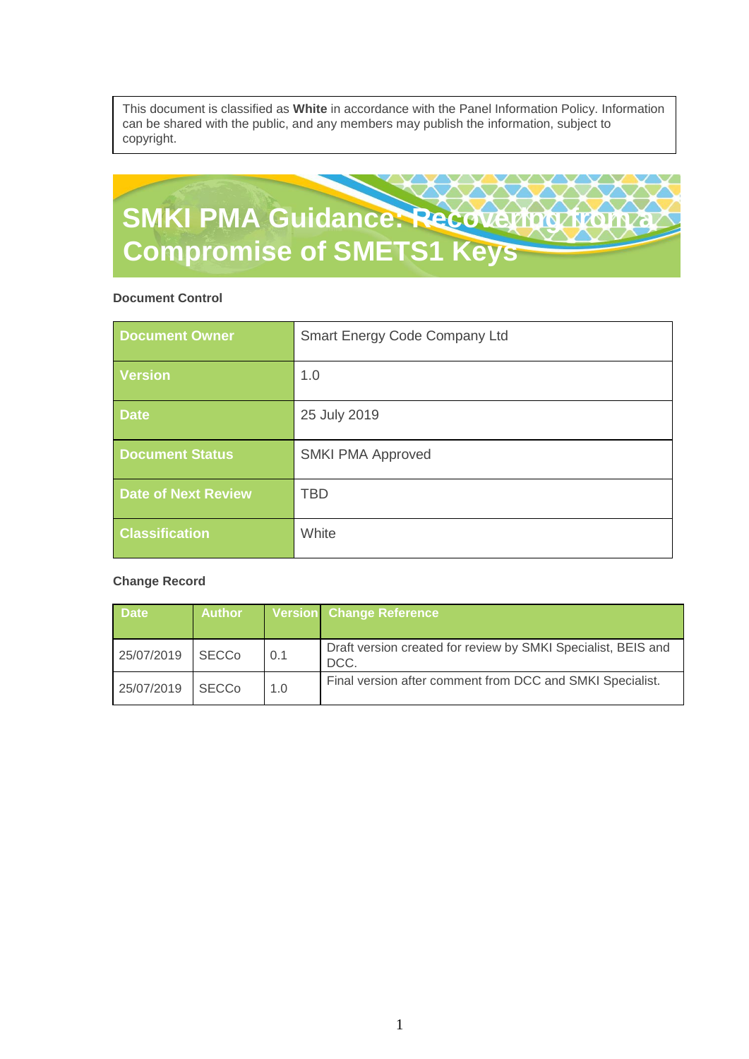This document is classified as **White** in accordance with the Panel Information Policy. Information can be shared with the public, and any members may publish the information, subject to copyright.

# SMKI PMA Guidance: Recovering from a Compromise of SMETS1 Keys

**Document Control**

| | |
|---|---|
| **Document Owner** | Smart Energy Code Company Ltd |
| **Version** | 1.0 |
| **Date** | 25 July 2019 |
| **Document Status** | SMKI PMA Approved |
| **Date of Next Review** | TBD |
| **Classification** | White |

**Change Record**

| Date | Author | Version | Change Reference |
|---|---|---|---|
| 25/07/2019 | SECCo | 0.1 | Draft version created for review by SMKI Specialist, BEIS and DCC. |
| 25/07/2019 | SECCo | 1.0 | Final version after comment from DCC and SMKI Specialist. |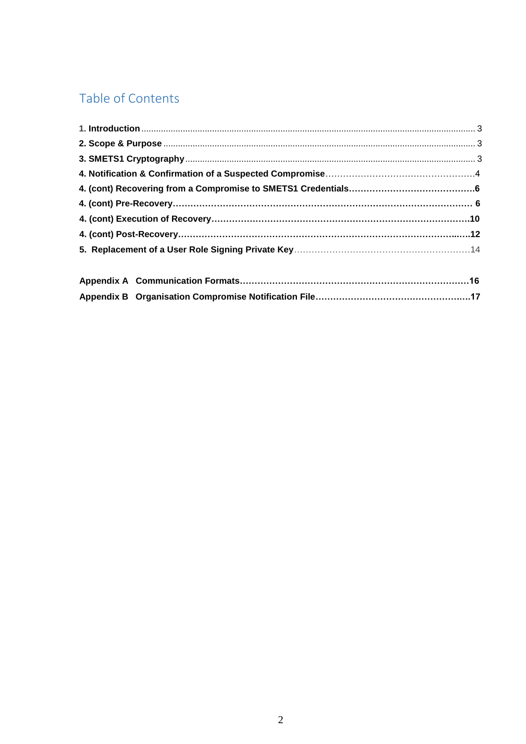# Table of Contents

**1. Introduction** ........................................................................................................................................ 3
**2. Scope & Purpose** ............................................................................................................................. 3
**3. SMETS1 Cryptography** ..................................................................................................................... 3
**4. Notification & Confirmation of a Suspected Compromise**.................................................4
**4. (cont) Recovering from a Compromise to SMETS1 Credentials**.........................................6
**4. (cont) Pre-Recovery**.............................................................................................................. 6
**4. (cont) Execution of Recovery**...........................................................................................10
**4. (cont) Post-Recovery**...........................................................................................................12
**5. Replacement of a User Role Signing Private Key**...............................................................14

**Appendix A Communication Formats**..................................................................................16
**Appendix B Organisation Compromise Notification File**.......................................................17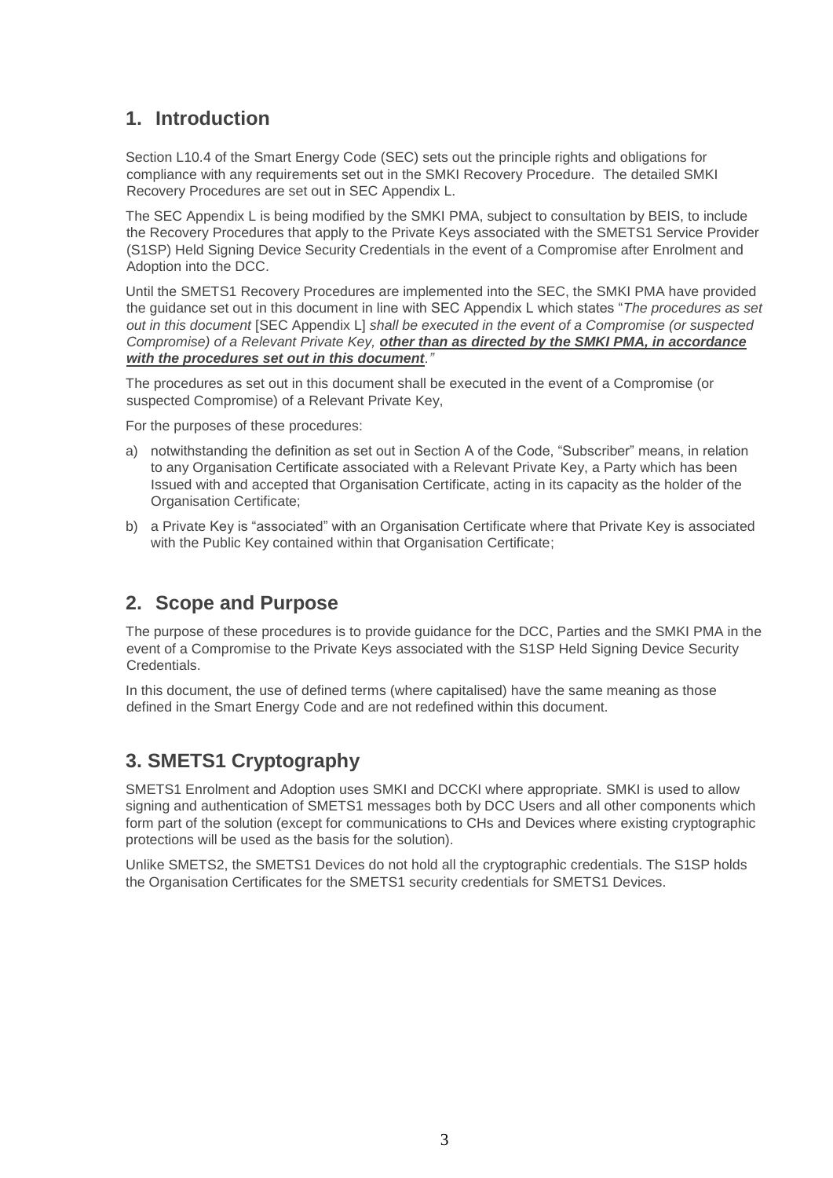## 1. Introduction

Section L10.4 of the Smart Energy Code (SEC) sets out the principle rights and obligations for compliance with any requirements set out in the SMKI Recovery Procedure. The detailed SMKI Recovery Procedures are set out in SEC Appendix L.

The SEC Appendix L is being modified by the SMKI PMA, subject to consultation by BEIS, to include the Recovery Procedures that apply to the Private Keys associated with the SMETS1 Service Provider (S1SP) Held Signing Device Security Credentials in the event of a Compromise after Enrolment and Adoption into the DCC.

Until the SMETS1 Recovery Procedures are implemented into the SEC, the SMKI PMA have provided the guidance set out in this document in line with SEC Appendix L which states "*The procedures as set out in this document* [SEC Appendix L] *shall be executed in the event of a Compromise (or suspected Compromise) of a Relevant Private Key,* ***other than as directed by the SMKI PMA, in accordance with the procedures set out in this document****."*

The procedures as set out in this document shall be executed in the event of a Compromise (or suspected Compromise) of a Relevant Private Key,

For the purposes of these procedures:

a) notwithstanding the definition as set out in Section A of the Code, "Subscriber" means, in relation to any Organisation Certificate associated with a Relevant Private Key, a Party which has been Issued with and accepted that Organisation Certificate, acting in its capacity as the holder of the Organisation Certificate;

b) a Private Key is "associated" with an Organisation Certificate where that Private Key is associated with the Public Key contained within that Organisation Certificate;

## 2. Scope and Purpose

The purpose of these procedures is to provide guidance for the DCC, Parties and the SMKI PMA in the event of a Compromise to the Private Keys associated with the S1SP Held Signing Device Security Credentials.

In this document, the use of defined terms (where capitalised) have the same meaning as those defined in the Smart Energy Code and are not redefined within this document.

## 3. SMETS1 Cryptography

SMETS1 Enrolment and Adoption uses SMKI and DCCKI where appropriate. SMKI is used to allow signing and authentication of SMETS1 messages both by DCC Users and all other components which form part of the solution (except for communications to CHs and Devices where existing cryptographic protections will be used as the basis for the solution).

Unlike SMETS2, the SMETS1 Devices do not hold all the cryptographic credentials. The S1SP holds the Organisation Certificates for the SMETS1 security credentials for SMETS1 Devices.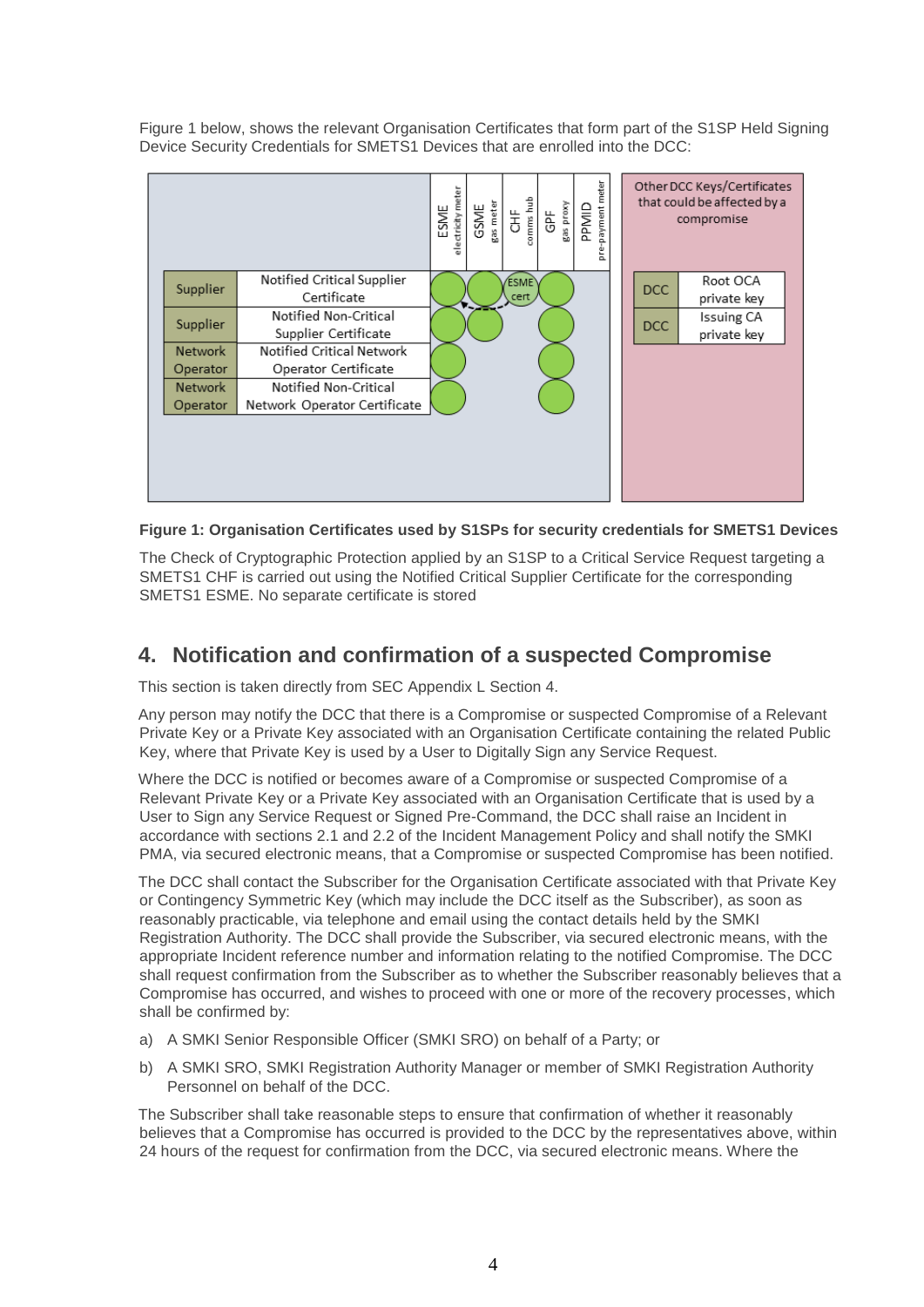Figure 1 below, shows the relevant Organisation Certificates that form part of the S1SP Held Signing Device Security Credentials for SMETS1 Devices that are enrolled into the DCC:

| | | ESME electricity meter | GSME gas meter | CHF comms hub | GPF gas proxy | PPMID pre-payment meter |
|---|---|---|---|---|---|---|
| Supplier | Notified Critical Supplier Certificate | ● | ● | ESME cert | ● | |
| Supplier | Notified Non-Critical Supplier Certificate | ● | ● | | ● | |
| Network Operator | Notified Critical Network Operator Certificate | ● | | | ● | |
| Network Operator | Notified Non-Critical Network Operator Certificate | ● | | | ● | |

Other DCC Keys/Certificates that could be affected by a compromise

| | |
|---|---|
| DCC | Root OCA private key |
| DCC | Issuing CA private key |

**Figure 1: Organisation Certificates used by S1SPs for security credentials for SMETS1 Devices**

The Check of Cryptographic Protection applied by an S1SP to a Critical Service Request targeting a SMETS1 CHF is carried out using the Notified Critical Supplier Certificate for the corresponding SMETS1 ESME. No separate certificate is stored

## 4. Notification and confirmation of a suspected Compromise

This section is taken directly from SEC Appendix L Section 4.

Any person may notify the DCC that there is a Compromise or suspected Compromise of a Relevant Private Key or a Private Key associated with an Organisation Certificate containing the related Public Key, where that Private Key is used by a User to Digitally Sign any Service Request.

Where the DCC is notified or becomes aware of a Compromise or suspected Compromise of a Relevant Private Key or a Private Key associated with an Organisation Certificate that is used by a User to Sign any Service Request or Signed Pre-Command, the DCC shall raise an Incident in accordance with sections 2.1 and 2.2 of the Incident Management Policy and shall notify the SMKI PMA, via secured electronic means, that a Compromise or suspected Compromise has been notified.

The DCC shall contact the Subscriber for the Organisation Certificate associated with that Private Key or Contingency Symmetric Key (which may include the DCC itself as the Subscriber), as soon as reasonably practicable, via telephone and email using the contact details held by the SMKI Registration Authority. The DCC shall provide the Subscriber, via secured electronic means, with the appropriate Incident reference number and information relating to the notified Compromise. The DCC shall request confirmation from the Subscriber as to whether the Subscriber reasonably believes that a Compromise has occurred, and wishes to proceed with one or more of the recovery processes, which shall be confirmed by:

a) A SMKI Senior Responsible Officer (SMKI SRO) on behalf of a Party; or

b) A SMKI SRO, SMKI Registration Authority Manager or member of SMKI Registration Authority Personnel on behalf of the DCC.

The Subscriber shall take reasonable steps to ensure that confirmation of whether it reasonably believes that a Compromise has occurred is provided to the DCC by the representatives above, within 24 hours of the request for confirmation from the DCC, via secured electronic means. Where the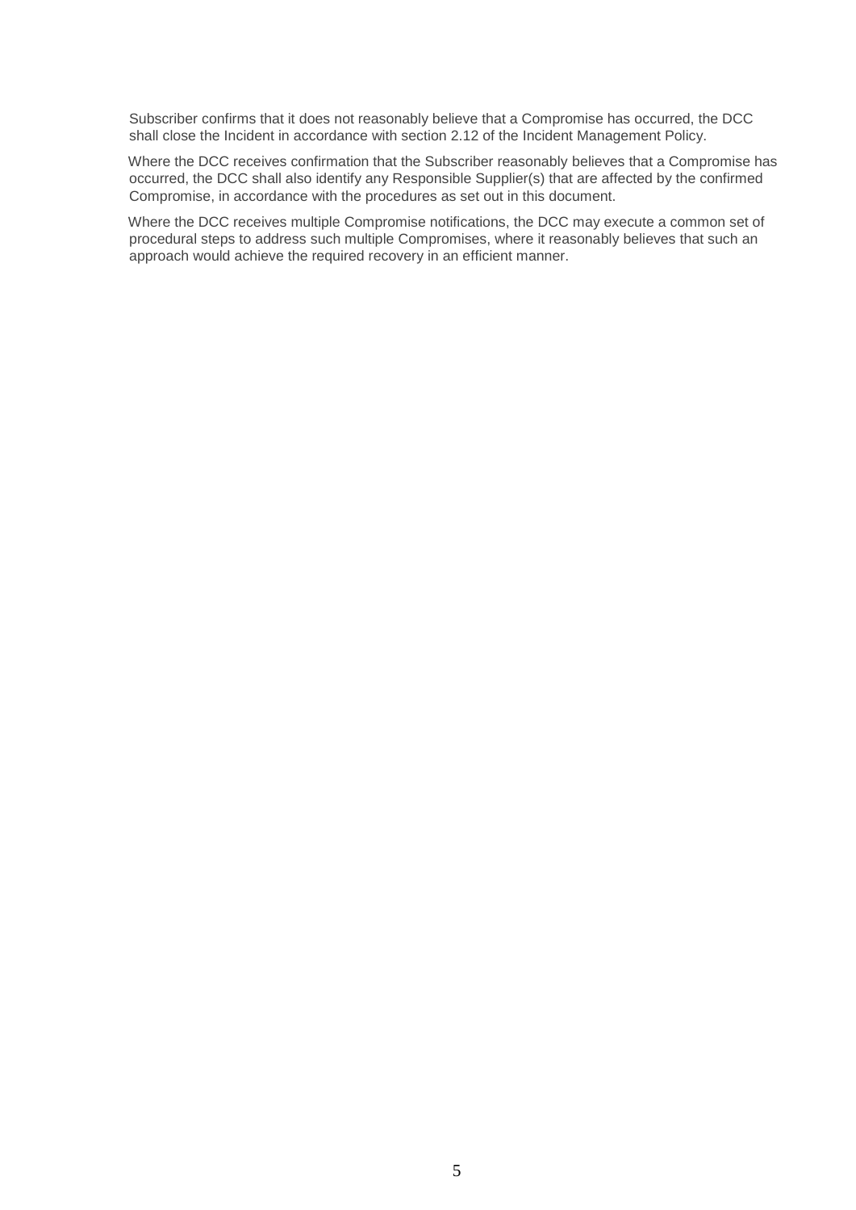Subscriber confirms that it does not reasonably believe that a Compromise has occurred, the DCC shall close the Incident in accordance with section 2.12 of the Incident Management Policy.

Where the DCC receives confirmation that the Subscriber reasonably believes that a Compromise has occurred, the DCC shall also identify any Responsible Supplier(s) that are affected by the confirmed Compromise, in accordance with the procedures as set out in this document.

Where the DCC receives multiple Compromise notifications, the DCC may execute a common set of procedural steps to address such multiple Compromises, where it reasonably believes that such an approach would achieve the required recovery in an efficient manner.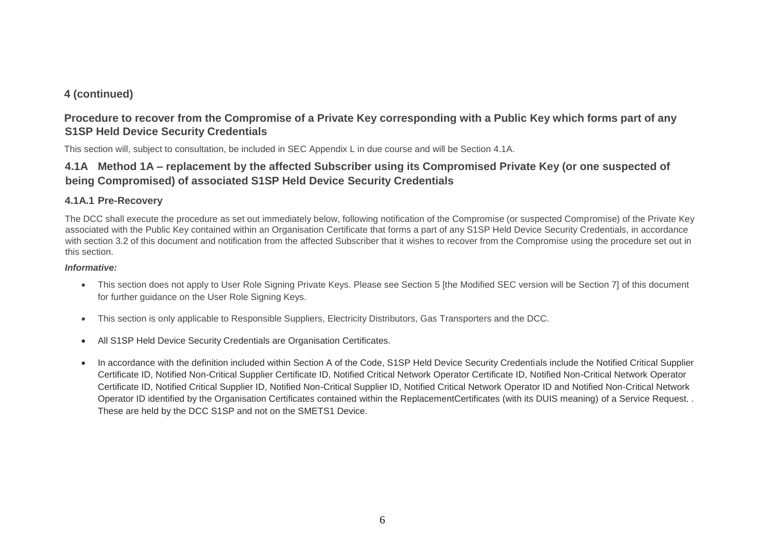## 4 (continued)

## Procedure to recover from the Compromise of a Private Key corresponding with a Public Key which forms part of any S1SP Held Device Security Credentials

This section will, subject to consultation, be included in SEC Appendix L in due course and will be Section 4.1A.

### 4.1A Method 1A – replacement by the affected Subscriber using its Compromised Private Key (or one suspected of being Compromised) of associated S1SP Held Device Security Credentials

#### 4.1A.1 Pre-Recovery

The DCC shall execute the procedure as set out immediately below, following notification of the Compromise (or suspected Compromise) of the Private Key associated with the Public Key contained within an Organisation Certificate that forms a part of any S1SP Held Device Security Credentials, in accordance with section 3.2 of this document and notification from the affected Subscriber that it wishes to recover from the Compromise using the procedure set out in this section.

***Informative:***

- This section does not apply to User Role Signing Private Keys. Please see Section 5 [the Modified SEC version will be Section 7] of this document for further guidance on the User Role Signing Keys.
- This section is only applicable to Responsible Suppliers, Electricity Distributors, Gas Transporters and the DCC.
- All S1SP Held Device Security Credentials are Organisation Certificates.
- In accordance with the definition included within Section A of the Code, S1SP Held Device Security Credentials include the Notified Critical Supplier Certificate ID, Notified Non-Critical Supplier Certificate ID, Notified Critical Network Operator Certificate ID, Notified Non-Critical Network Operator Certificate ID, Notified Critical Supplier ID, Notified Non-Critical Supplier ID, Notified Critical Network Operator ID and Notified Non-Critical Network Operator ID identified by the Organisation Certificates contained within the ReplacementCertificates (with its DUIS meaning) of a Service Request. . These are held by the DCC S1SP and not on the SMETS1 Device.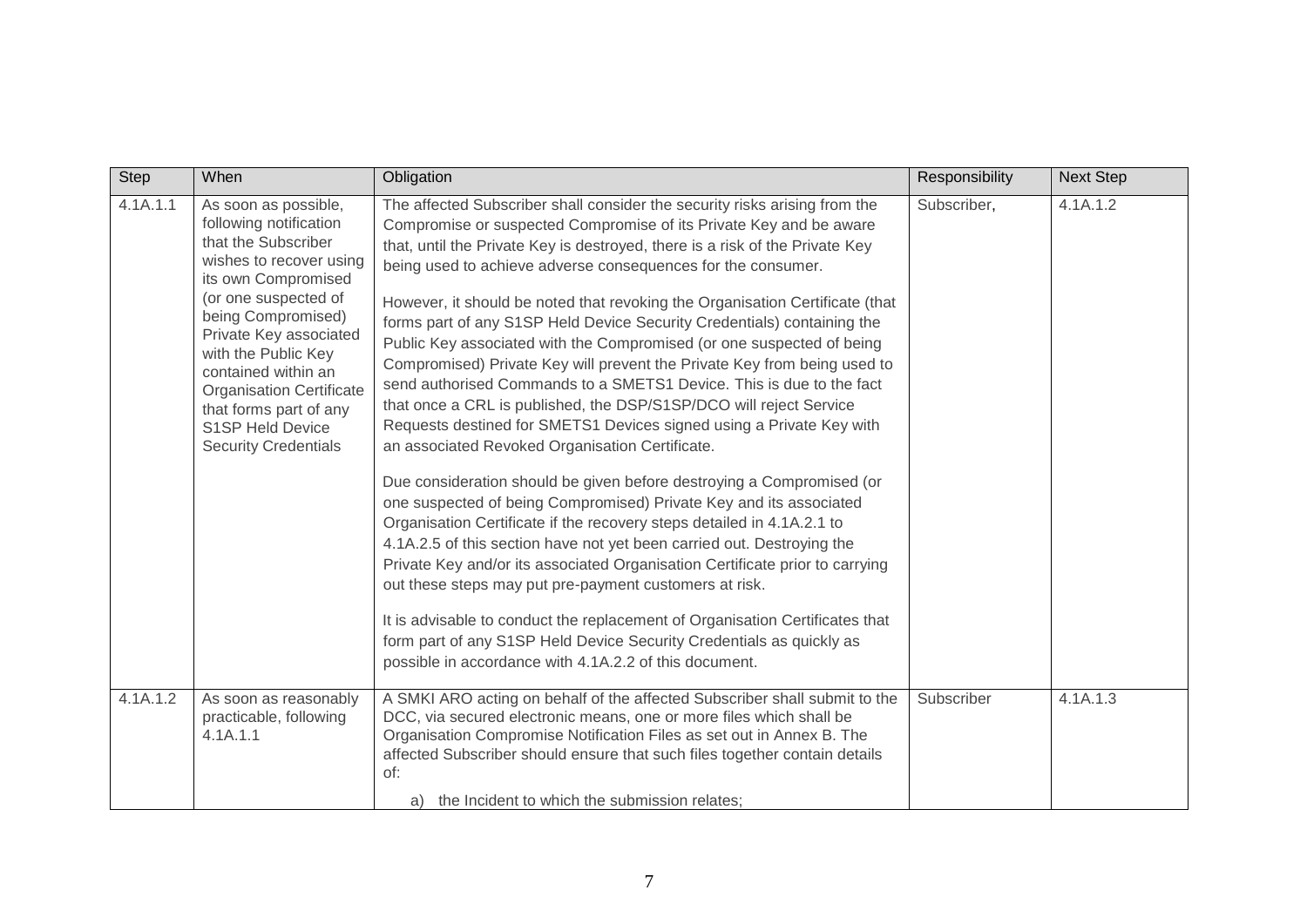| Step | When | Obligation | Responsibility | Next Step |
|---|---|---|---|---|
| 4.1A.1.1 | As soon as possible, following notification that the Subscriber wishes to recover using its own Compromised (or one suspected of being Compromised) Private Key associated with the Public Key contained within an Organisation Certificate that forms part of any S1SP Held Device Security Credentials | The affected Subscriber shall consider the security risks arising from the Compromise or suspected Compromise of its Private Key and be aware that, until the Private Key is destroyed, there is a risk of the Private Key being used to achieve adverse consequences for the consumer.<br><br>However, it should be noted that revoking the Organisation Certificate (that forms part of any S1SP Held Device Security Credentials) containing the Public Key associated with the Compromised (or one suspected of being Compromised) Private Key will prevent the Private Key from being used to send authorised Commands to a SMETS1 Device. This is due to the fact that once a CRL is published, the DSP/S1SP/DCO will reject Service Requests destined for SMETS1 Devices signed using a Private Key with an associated Revoked Organisation Certificate.<br><br>Due consideration should be given before destroying a Compromised (or one suspected of being Compromised) Private Key and its associated Organisation Certificate if the recovery steps detailed in 4.1A.2.1 to 4.1A.2.5 of this section have not yet been carried out. Destroying the Private Key and/or its associated Organisation Certificate prior to carrying out these steps may put pre-payment customers at risk.<br><br>It is advisable to conduct the replacement of Organisation Certificates that form part of any S1SP Held Device Security Credentials as quickly as possible in accordance with 4.1A.2.2 of this document. | Subscriber, | 4.1A.1.2 |
| 4.1A.1.2 | As soon as reasonably practicable, following 4.1A.1.1 | A SMKI ARO acting on behalf of the affected Subscriber shall submit to the DCC, via secured electronic means, one or more files which shall be Organisation Compromise Notification Files as set out in Annex B. The affected Subscriber should ensure that such files together contain details of:<br><br>a) the Incident to which the submission relates; | Subscriber | 4.1A.1.3 |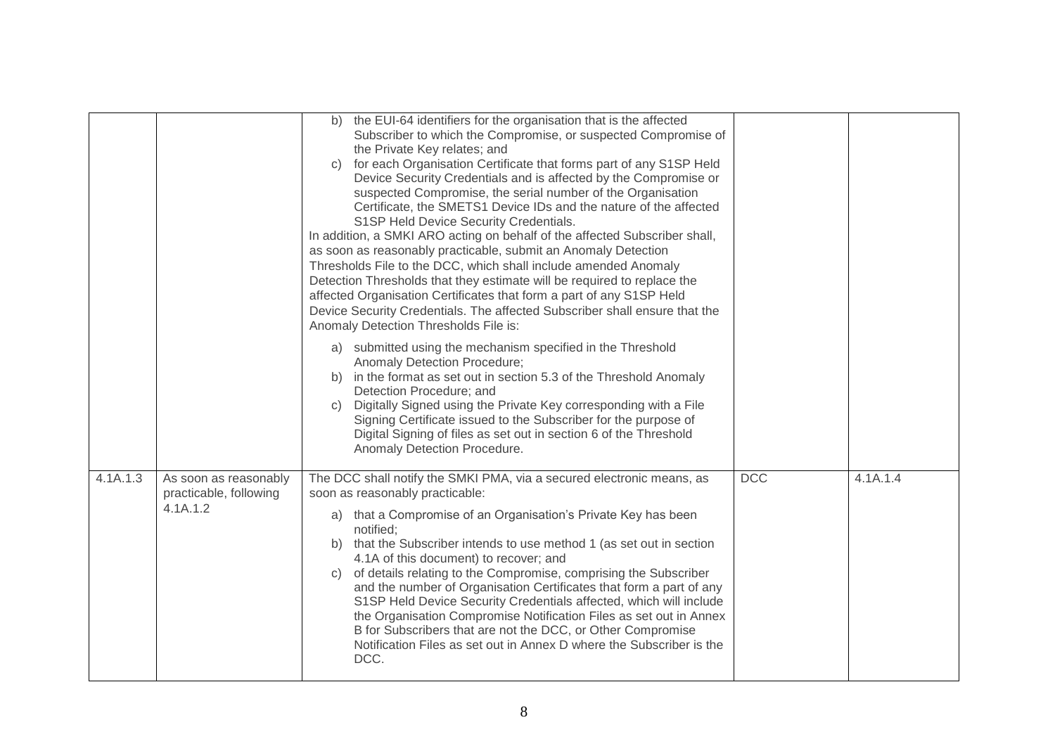| | | | | |
|---|---|---|---|---|
| | | b) the EUI-64 identifiers for the organisation that is the affected Subscriber to which the Compromise, or suspected Compromise of the Private Key relates; and<br>c) for each Organisation Certificate that forms part of any S1SP Held Device Security Credentials and is affected by the Compromise or suspected Compromise, the serial number of the Organisation Certificate, the SMETS1 Device IDs and the nature of the affected S1SP Held Device Security Credentials.<br>In addition, a SMKI ARO acting on behalf of the affected Subscriber shall, as soon as reasonably practicable, submit an Anomaly Detection Thresholds File to the DCC, which shall include amended Anomaly Detection Thresholds that they estimate will be required to replace the affected Organisation Certificates that form a part of any S1SP Held Device Security Credentials. The affected Subscriber shall ensure that the Anomaly Detection Thresholds File is:<br>a) submitted using the mechanism specified in the Threshold Anomaly Detection Procedure;<br>b) in the format as set out in section 5.3 of the Threshold Anomaly Detection Procedure; and<br>c) Digitally Signed using the Private Key corresponding with a File Signing Certificate issued to the Subscriber for the purpose of Digital Signing of files as set out in section 6 of the Threshold Anomaly Detection Procedure. | | |
| 4.1A.1.3 | As soon as reasonably practicable, following 4.1A.1.2 | The DCC shall notify the SMKI PMA, via a secured electronic means, as soon as reasonably practicable:<br>a) that a Compromise of an Organisation's Private Key has been notified;<br>b) that the Subscriber intends to use method 1 (as set out in section 4.1A of this document) to recover; and<br>c) of details relating to the Compromise, comprising the Subscriber and the number of Organisation Certificates that form a part of any S1SP Held Device Security Credentials affected, which will include the Organisation Compromise Notification Files as set out in Annex B for Subscribers that are not the DCC, or Other Compromise Notification Files as set out in Annex D where the Subscriber is the DCC. | DCC | 4.1A.1.4 |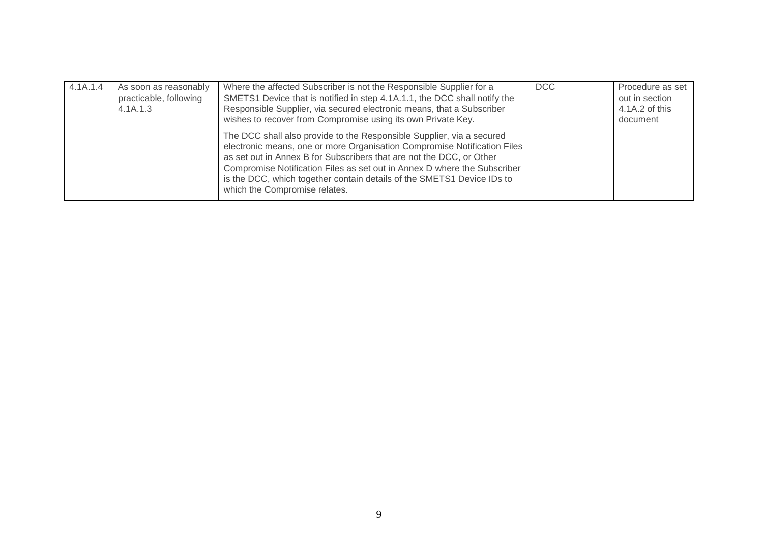| | | | | |
|---|---|---|---|---|
| 4.1A.1.4 | As soon as reasonably practicable, following 4.1A.1.3 | Where the affected Subscriber is not the Responsible Supplier for a SMETS1 Device that is notified in step 4.1A.1.1, the DCC shall notify the Responsible Supplier, via secured electronic means, that a Subscriber wishes to recover from Compromise using its own Private Key.<br><br>The DCC shall also provide to the Responsible Supplier, via a secured electronic means, one or more Organisation Compromise Notification Files as set out in Annex B for Subscribers that are not the DCC, or Other Compromise Notification Files as set out in Annex D where the Subscriber is the DCC, which together contain details of the SMETS1 Device IDs to which the Compromise relates. | DCC | Procedure as set out in section 4.1A.2 of this document |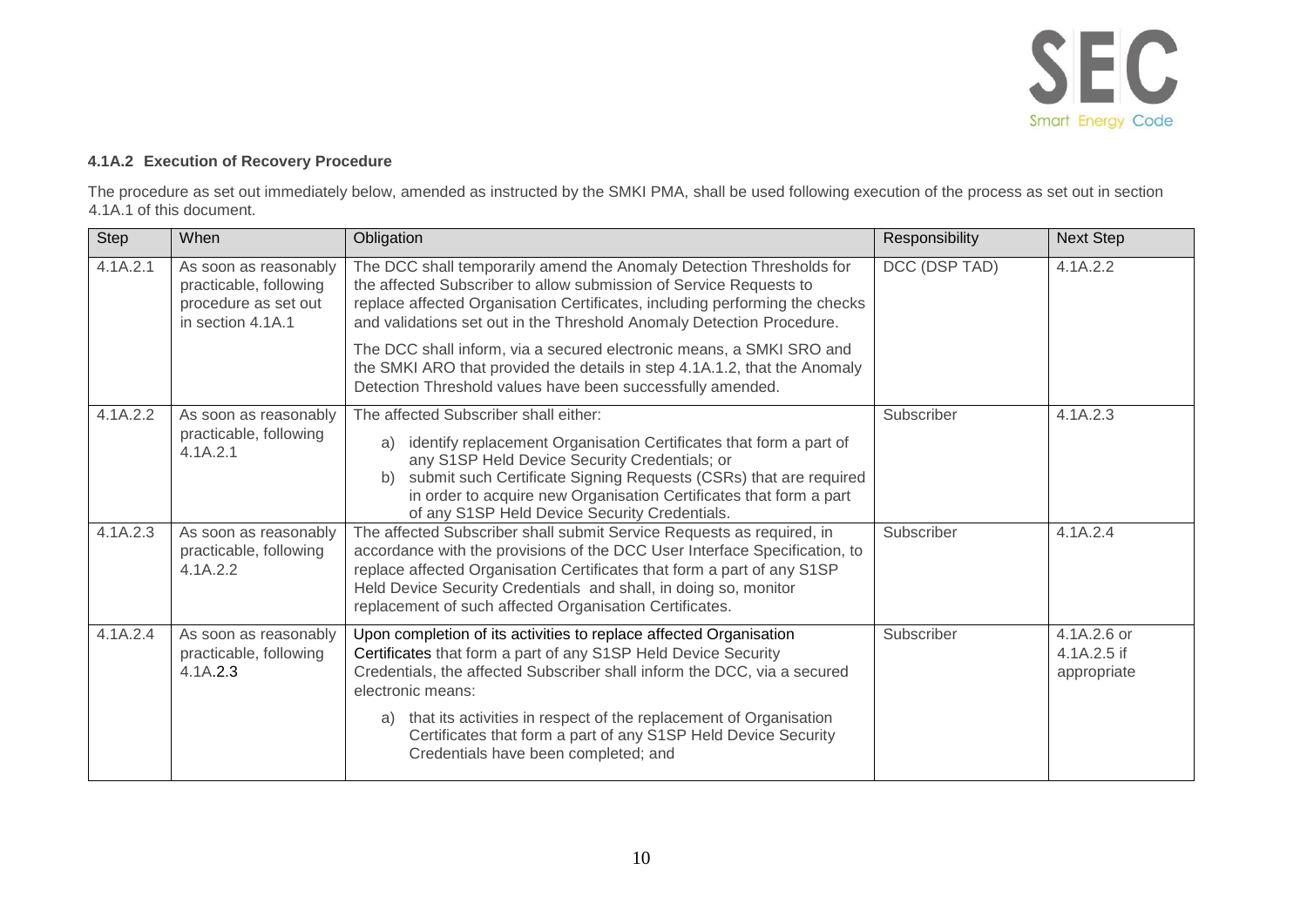#### 4.1A.2 Execution of Recovery Procedure

The procedure as set out immediately below, amended as instructed by the SMKI PMA, shall be used following execution of the process as set out in section 4.1A.1 of this document.

| Step | When | Obligation | Responsibility | Next Step |
|---|---|---|---|---|
| 4.1A.2.1 | As soon as reasonably practicable, following procedure as set out in section 4.1A.1 | The DCC shall temporarily amend the Anomaly Detection Thresholds for the affected Subscriber to allow submission of Service Requests to replace affected Organisation Certificates, including performing the checks and validations set out in the Threshold Anomaly Detection Procedure.<br><br>The DCC shall inform, via a secured electronic means, a SMKI SRO and the SMKI ARO that provided the details in step 4.1A.1.2, that the Anomaly Detection Threshold values have been successfully amended. | DCC (DSP TAD) | 4.1A.2.2 |
| 4.1A.2.2 | As soon as reasonably practicable, following 4.1A.2.1 | The affected Subscriber shall either:<br><br>a) identify replacement Organisation Certificates that form a part of any S1SP Held Device Security Credentials; or<br>b) submit such Certificate Signing Requests (CSRs) that are required in order to acquire new Organisation Certificates that form a part of any S1SP Held Device Security Credentials. | Subscriber | 4.1A.2.3 |
| 4.1A.2.3 | As soon as reasonably practicable, following 4.1A.2.2 | The affected Subscriber shall submit Service Requests as required, in accordance with the provisions of the DCC User Interface Specification, to replace affected Organisation Certificates that form a part of any S1SP Held Device Security Credentials and shall, in doing so, monitor replacement of such affected Organisation Certificates. | Subscriber | 4.1A.2.4 |
| 4.1A.2.4 | As soon as reasonably practicable, following 4.1A.2.3 | Upon completion of its activities to replace affected Organisation Certificates that form a part of any S1SP Held Device Security Credentials, the affected Subscriber shall inform the DCC, via a secured electronic means:<br><br>a) that its activities in respect of the replacement of Organisation Certificates that form a part of any S1SP Held Device Security Credentials have been completed; and | Subscriber | 4.1A.2.6 or 4.1A.2.5 if appropriate |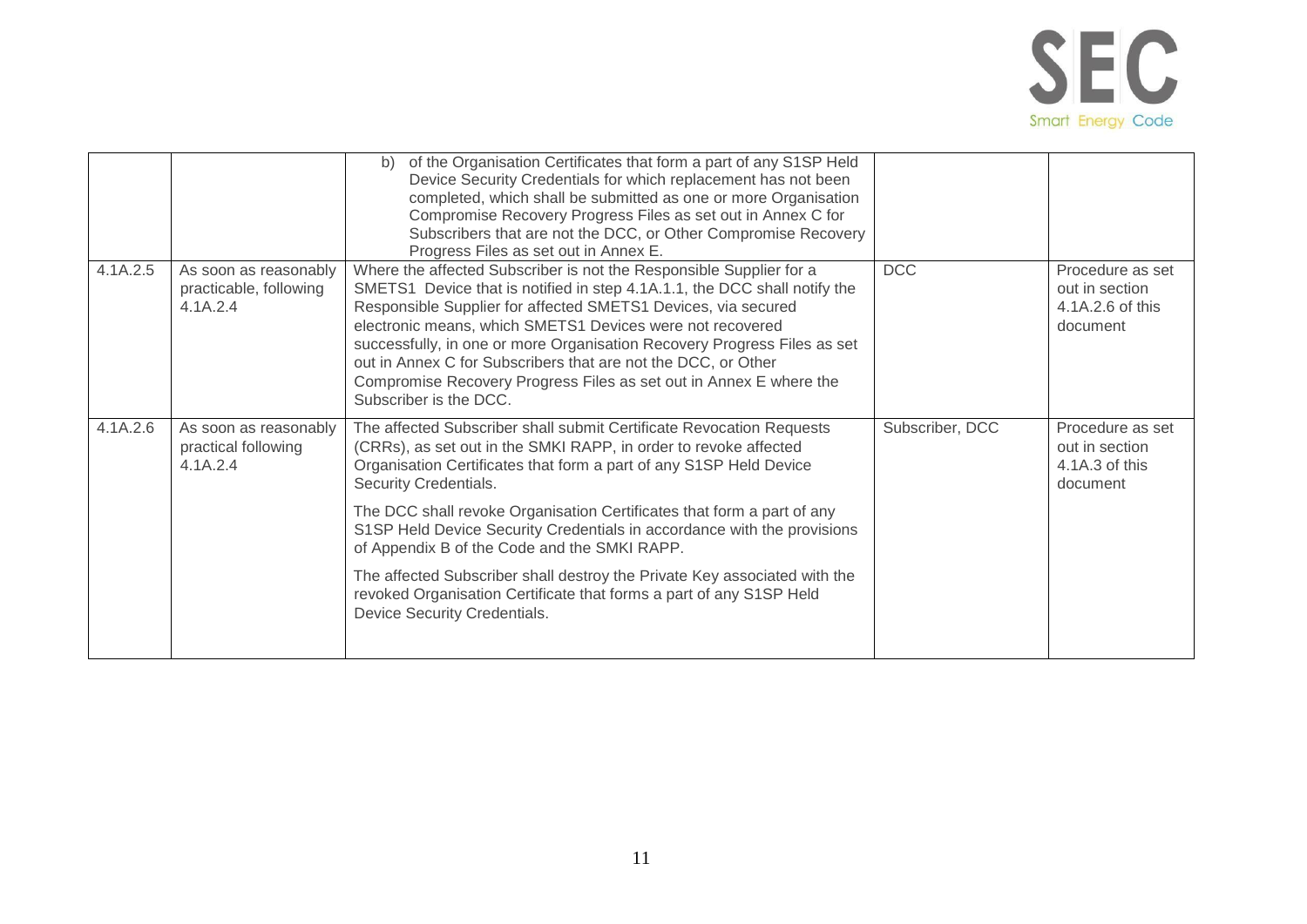| | | | | |
|---|---|---|---|---|
| | | b) of the Organisation Certificates that form a part of any S1SP Held Device Security Credentials for which replacement has not been completed, which shall be submitted as one or more Organisation Compromise Recovery Progress Files as set out in Annex C for Subscribers that are not the DCC, or Other Compromise Recovery Progress Files as set out in Annex E. | | |
| 4.1A.2.5 | As soon as reasonably practicable, following 4.1A.2.4 | Where the affected Subscriber is not the Responsible Supplier for a SMETS1 Device that is notified in step 4.1A.1.1, the DCC shall notify the Responsible Supplier for affected SMETS1 Devices, via secured electronic means, which SMETS1 Devices were not recovered successfully, in one or more Organisation Recovery Progress Files as set out in Annex C for Subscribers that are not the DCC, or Other Compromise Recovery Progress Files as set out in Annex E where the Subscriber is the DCC. | DCC | Procedure as set out in section 4.1A.2.6 of this document |
| 4.1A.2.6 | As soon as reasonably practical following 4.1A.2.4 | The affected Subscriber shall submit Certificate Revocation Requests (CRRs), as set out in the SMKI RAPP, in order to revoke affected Organisation Certificates that form a part of any S1SP Held Device Security Credentials.<br><br>The DCC shall revoke Organisation Certificates that form a part of any S1SP Held Device Security Credentials in accordance with the provisions of Appendix B of the Code and the SMKI RAPP.<br><br>The affected Subscriber shall destroy the Private Key associated with the revoked Organisation Certificate that forms a part of any S1SP Held Device Security Credentials. | Subscriber, DCC | Procedure as set out in section 4.1A.3 of this document |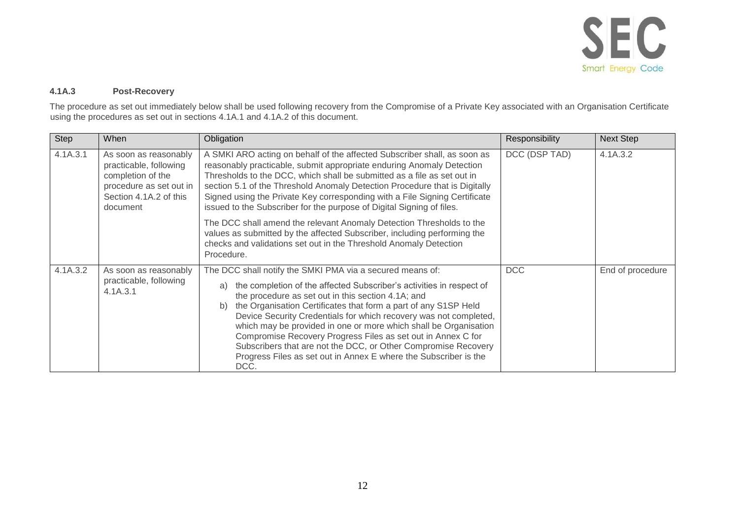#### 4.1A.3 Post-Recovery

The procedure as set out immediately below shall be used following recovery from the Compromise of a Private Key associated with an Organisation Certificate using the procedures as set out in sections 4.1A.1 and 4.1A.2 of this document.

| Step | When | Obligation | Responsibility | Next Step |
|---|---|---|---|---|
| 4.1A.3.1 | As soon as reasonably practicable, following completion of the procedure as set out in Section 4.1A.2 of this document | A SMKI ARO acting on behalf of the affected Subscriber shall, as soon as reasonably practicable, submit appropriate enduring Anomaly Detection Thresholds to the DCC, which shall be submitted as a file as set out in section 5.1 of the Threshold Anomaly Detection Procedure that is Digitally Signed using the Private Key corresponding with a File Signing Certificate issued to the Subscriber for the purpose of Digital Signing of files.<br><br>The DCC shall amend the relevant Anomaly Detection Thresholds to the values as submitted by the affected Subscriber, including performing the checks and validations set out in the Threshold Anomaly Detection Procedure. | DCC (DSP TAD) | 4.1A.3.2 |
| 4.1A.3.2 | As soon as reasonably practicable, following 4.1A.3.1 | The DCC shall notify the SMKI PMA via a secured means of:<br><br>a) the completion of the affected Subscriber's activities in respect of the procedure as set out in this section 4.1A; and<br>b) the Organisation Certificates that form a part of any S1SP Held Device Security Credentials for which recovery was not completed, which may be provided in one or more which shall be Organisation Compromise Recovery Progress Files as set out in Annex C for Subscribers that are not the DCC, or Other Compromise Recovery Progress Files as set out in Annex E where the Subscriber is the DCC. | DCC | End of procedure |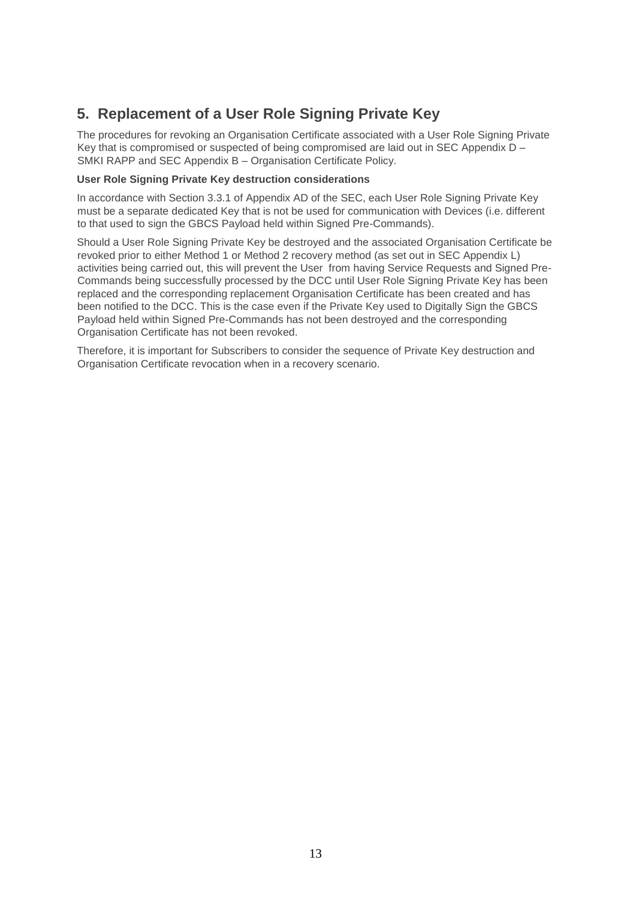## 5. Replacement of a User Role Signing Private Key

The procedures for revoking an Organisation Certificate associated with a User Role Signing Private Key that is compromised or suspected of being compromised are laid out in SEC Appendix D – SMKI RAPP and SEC Appendix B – Organisation Certificate Policy.

**User Role Signing Private Key destruction considerations**

In accordance with Section 3.3.1 of Appendix AD of the SEC, each User Role Signing Private Key must be a separate dedicated Key that is not be used for communication with Devices (i.e. different to that used to sign the GBCS Payload held within Signed Pre-Commands).

Should a User Role Signing Private Key be destroyed and the associated Organisation Certificate be revoked prior to either Method 1 or Method 2 recovery method (as set out in SEC Appendix L) activities being carried out, this will prevent the User from having Service Requests and Signed Pre-Commands being successfully processed by the DCC until User Role Signing Private Key has been replaced and the corresponding replacement Organisation Certificate has been created and has been notified to the DCC. This is the case even if the Private Key used to Digitally Sign the GBCS Payload held within Signed Pre-Commands has not been destroyed and the corresponding Organisation Certificate has not been revoked.

Therefore, it is important for Subscribers to consider the sequence of Private Key destruction and Organisation Certificate revocation when in a recovery scenario.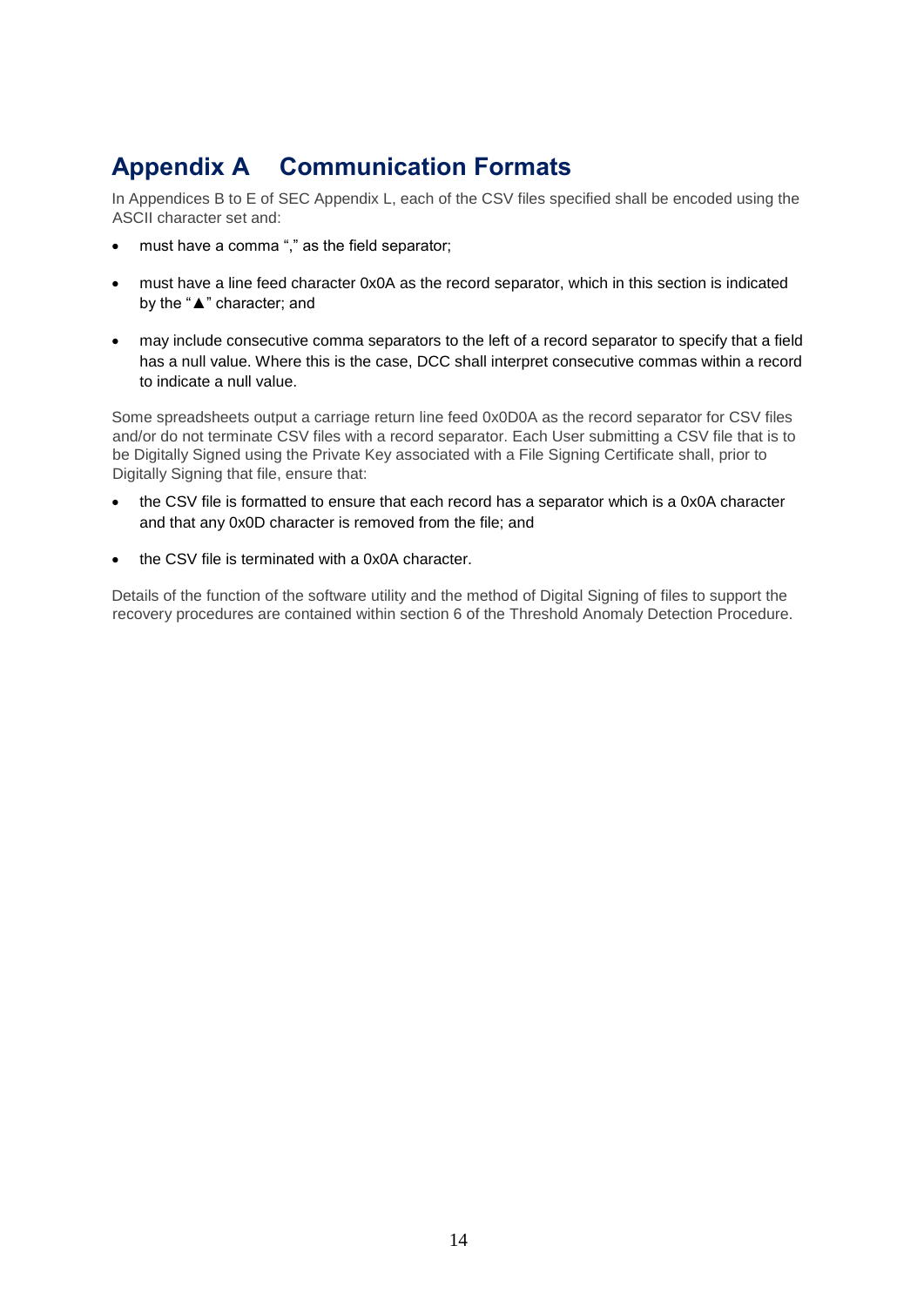# Appendix A Communication Formats

In Appendices B to E of SEC Appendix L, each of the CSV files specified shall be encoded using the ASCII character set and:

- must have a comma "," as the field separator;
- must have a line feed character 0x0A as the record separator, which in this section is indicated by the "▲" character; and
- may include consecutive comma separators to the left of a record separator to specify that a field has a null value. Where this is the case, DCC shall interpret consecutive commas within a record to indicate a null value.

Some spreadsheets output a carriage return line feed 0x0D0A as the record separator for CSV files and/or do not terminate CSV files with a record separator. Each User submitting a CSV file that is to be Digitally Signed using the Private Key associated with a File Signing Certificate shall, prior to Digitally Signing that file, ensure that:

- the CSV file is formatted to ensure that each record has a separator which is a 0x0A character and that any 0x0D character is removed from the file; and
- the CSV file is terminated with a 0x0A character.

Details of the function of the software utility and the method of Digital Signing of files to support the recovery procedures are contained within section 6 of the Threshold Anomaly Detection Procedure.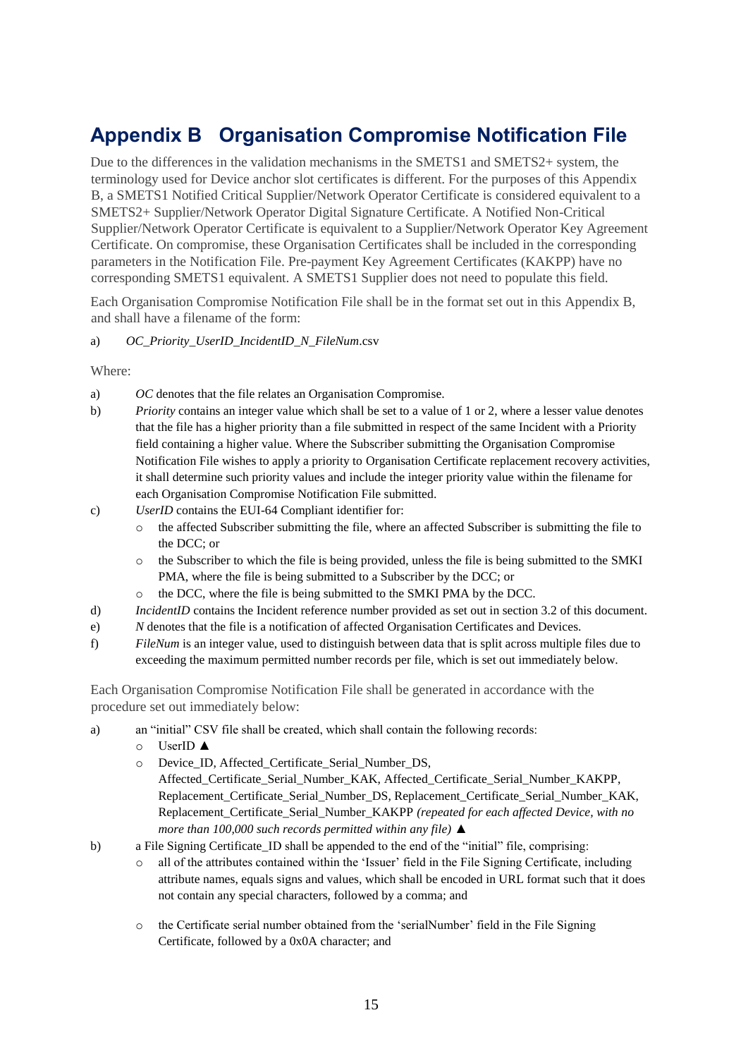# Appendix B Organisation Compromise Notification File

Due to the differences in the validation mechanisms in the SMETS1 and SMETS2+ system, the terminology used for Device anchor slot certificates is different. For the purposes of this Appendix B, a SMETS1 Notified Critical Supplier/Network Operator Certificate is considered equivalent to a SMETS2+ Supplier/Network Operator Digital Signature Certificate. A Notified Non-Critical Supplier/Network Operator Certificate is equivalent to a Supplier/Network Operator Key Agreement Certificate. On compromise, these Organisation Certificates shall be included in the corresponding parameters in the Notification File. Pre-payment Key Agreement Certificates (KAKPP) have no corresponding SMETS1 equivalent. A SMETS1 Supplier does not need to populate this field.

Each Organisation Compromise Notification File shall be in the format set out in this Appendix B, and shall have a filename of the form:

a) *OC_Priority_UserID_IncidentID_N_FileNum*.csv

Where:

a) *OC* denotes that the file relates an Organisation Compromise.

b) *Priority* contains an integer value which shall be set to a value of 1 or 2, where a lesser value denotes that the file has a higher priority than a file submitted in respect of the same Incident with a Priority field containing a higher value. Where the Subscriber submitting the Organisation Compromise Notification File wishes to apply a priority to Organisation Certificate replacement recovery activities, it shall determine such priority values and include the integer priority value within the filename for each Organisation Compromise Notification File submitted.

c) *UserID* contains the EUI-64 Compliant identifier for:
   - the affected Subscriber submitting the file, where an affected Subscriber is submitting the file to the DCC; or
   - the Subscriber to which the file is being provided, unless the file is being submitted to the SMKI PMA, where the file is being submitted to a Subscriber by the DCC; or
   - the DCC, where the file is being submitted to the SMKI PMA by the DCC.

d) *IncidentID* contains the Incident reference number provided as set out in section 3.2 of this document.

e) *N* denotes that the file is a notification of affected Organisation Certificates and Devices.

f) *FileNum* is an integer value, used to distinguish between data that is split across multiple files due to exceeding the maximum permitted number records per file, which is set out immediately below.

Each Organisation Compromise Notification File shall be generated in accordance with the procedure set out immediately below:

a) an "initial" CSV file shall be created, which shall contain the following records:
   - UserID ▲
   - Device_ID, Affected_Certificate_Serial_Number_DS, Affected_Certificate_Serial_Number_KAK, Affected_Certificate_Serial_Number_KAKPP, Replacement_Certificate_Serial_Number_DS, Replacement_Certificate_Serial_Number_KAK, Replacement_Certificate_Serial_Number_KAKPP *(repeated for each affected Device, with no more than 100,000 such records permitted within any file)* ▲

b) a File Signing Certificate_ID shall be appended to the end of the "initial" file, comprising:
   - all of the attributes contained within the 'Issuer' field in the File Signing Certificate, including attribute names, equals signs and values, which shall be encoded in URL format such that it does not contain any special characters, followed by a comma; and
   - the Certificate serial number obtained from the 'serialNumber' field in the File Signing Certificate, followed by a 0x0A character; and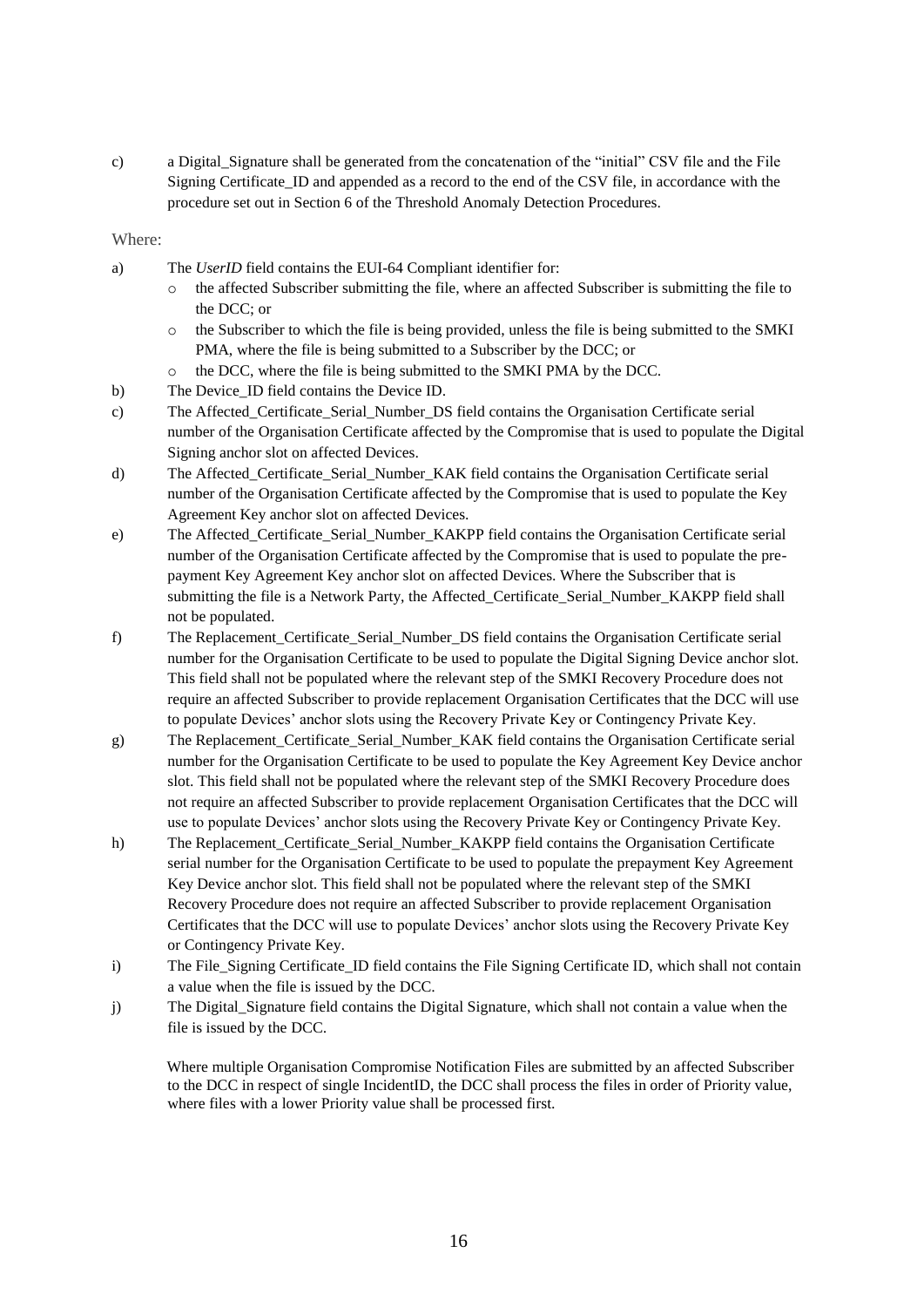c) a Digital_Signature shall be generated from the concatenation of the "initial" CSV file and the File Signing Certificate_ID and appended as a record to the end of the CSV file, in accordance with the procedure set out in Section 6 of the Threshold Anomaly Detection Procedures.

Where:

a) The *UserID* field contains the EUI-64 Compliant identifier for:
   - the affected Subscriber submitting the file, where an affected Subscriber is submitting the file to the DCC; or
   - the Subscriber to which the file is being provided, unless the file is being submitted to the SMKI PMA, where the file is being submitted to a Subscriber by the DCC; or
   - the DCC, where the file is being submitted to the SMKI PMA by the DCC.

b) The Device_ID field contains the Device ID.

c) The Affected_Certificate_Serial_Number_DS field contains the Organisation Certificate serial number of the Organisation Certificate affected by the Compromise that is used to populate the Digital Signing anchor slot on affected Devices.

d) The Affected_Certificate_Serial_Number_KAK field contains the Organisation Certificate serial number of the Organisation Certificate affected by the Compromise that is used to populate the Key Agreement Key anchor slot on affected Devices.

e) The Affected_Certificate_Serial_Number_KAKPP field contains the Organisation Certificate serial number of the Organisation Certificate affected by the Compromise that is used to populate the pre-payment Key Agreement Key anchor slot on affected Devices. Where the Subscriber that is submitting the file is a Network Party, the Affected_Certificate_Serial_Number_KAKPP field shall not be populated.

f) The Replacement_Certificate_Serial_Number_DS field contains the Organisation Certificate serial number for the Organisation Certificate to be used to populate the Digital Signing Device anchor slot. This field shall not be populated where the relevant step of the SMKI Recovery Procedure does not require an affected Subscriber to provide replacement Organisation Certificates that the DCC will use to populate Devices' anchor slots using the Recovery Private Key or Contingency Private Key.

g) The Replacement_Certificate_Serial_Number_KAK field contains the Organisation Certificate serial number for the Organisation Certificate to be used to populate the Key Agreement Key Device anchor slot. This field shall not be populated where the relevant step of the SMKI Recovery Procedure does not require an affected Subscriber to provide replacement Organisation Certificates that the DCC will use to populate Devices' anchor slots using the Recovery Private Key or Contingency Private Key.

h) The Replacement_Certificate_Serial_Number_KAKPP field contains the Organisation Certificate serial number for the Organisation Certificate to be used to populate the prepayment Key Agreement Key Device anchor slot. This field shall not be populated where the relevant step of the SMKI Recovery Procedure does not require an affected Subscriber to provide replacement Organisation Certificates that the DCC will use to populate Devices' anchor slots using the Recovery Private Key or Contingency Private Key.

i) The File_Signing Certificate_ID field contains the File Signing Certificate ID, which shall not contain a value when the file is issued by the DCC.

j) The Digital_Signature field contains the Digital Signature, which shall not contain a value when the file is issued by the DCC.

Where multiple Organisation Compromise Notification Files are submitted by an affected Subscriber to the DCC in respect of single IncidentID, the DCC shall process the files in order of Priority value, where files with a lower Priority value shall be processed first.